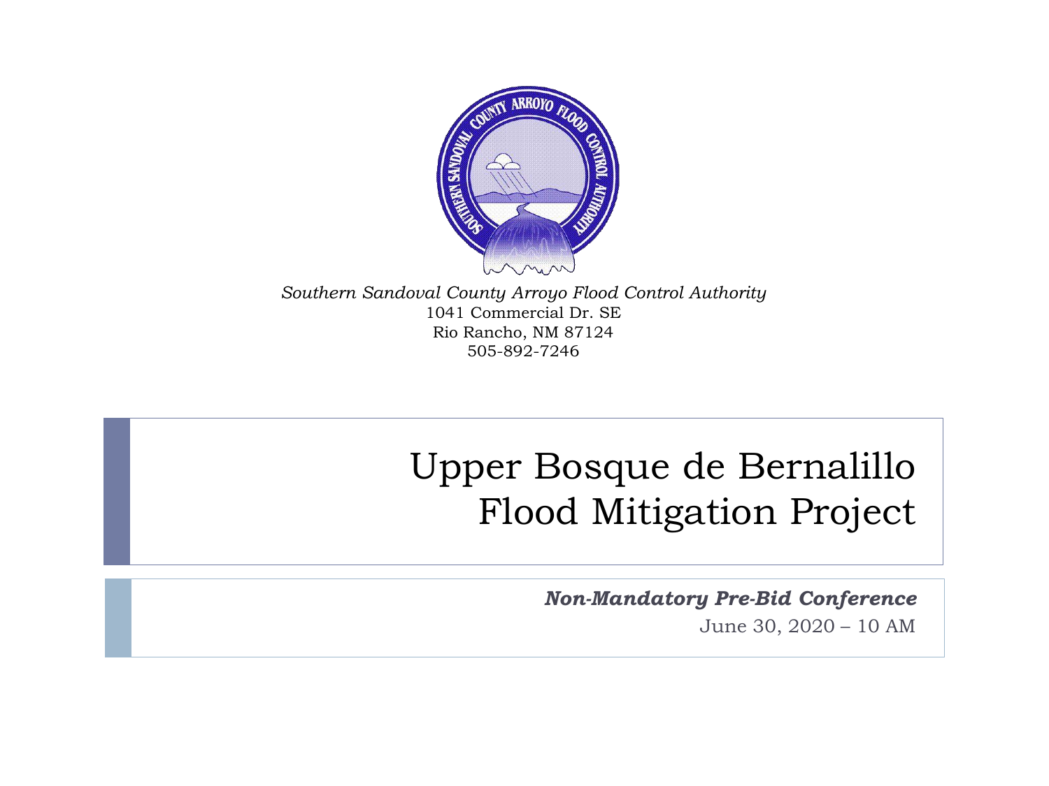*Southern Sandoval County Arroyo Flood Control Authority*
1041 Commercial Dr. SE
Rio Rancho, NM 87124
505-892-7246

# Upper Bosque de Bernalillo Flood Mitigation Project

***Non-Mandatory Pre-Bid Conference***

June 30, 2020 – 10 AM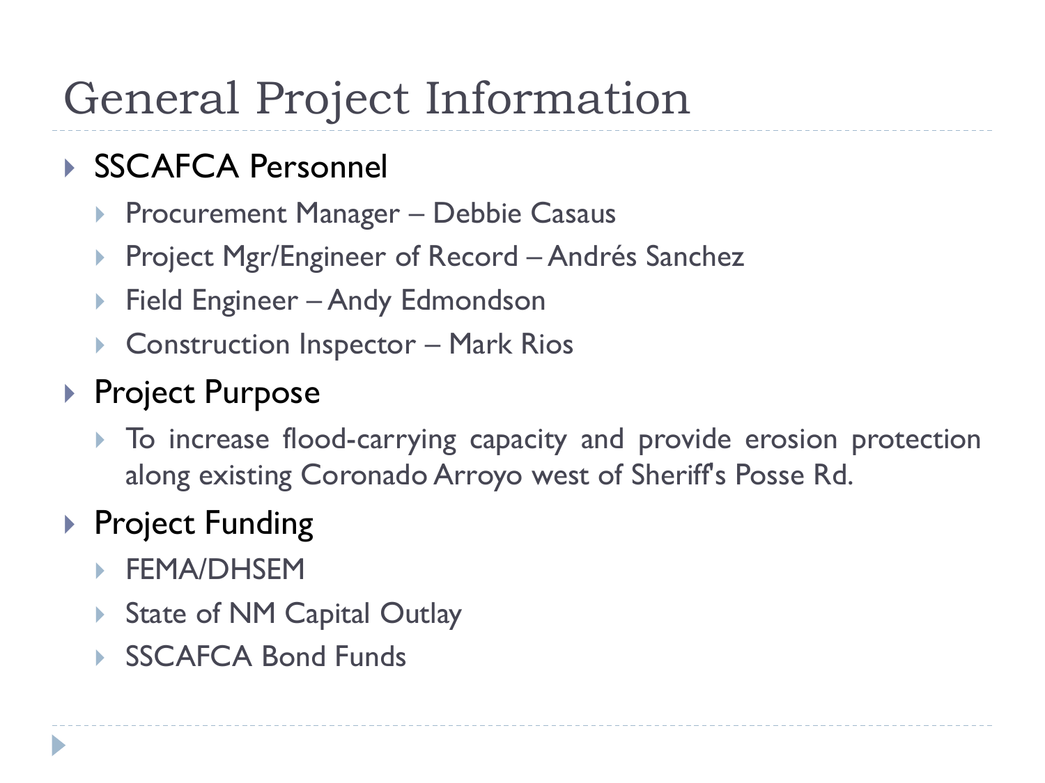# General Project Information

- SSCAFCA Personnel
  - Procurement Manager – Debbie Casaus
  - Project Mgr/Engineer of Record – Andrés Sanchez
  - Field Engineer – Andy Edmondson
  - Construction Inspector – Mark Rios
- Project Purpose
  - To increase flood-carrying capacity and provide erosion protection along existing Coronado Arroyo west of Sheriff's Posse Rd.
- Project Funding
  - FEMA/DHSEM
  - State of NM Capital Outlay
  - SSCAFCA Bond Funds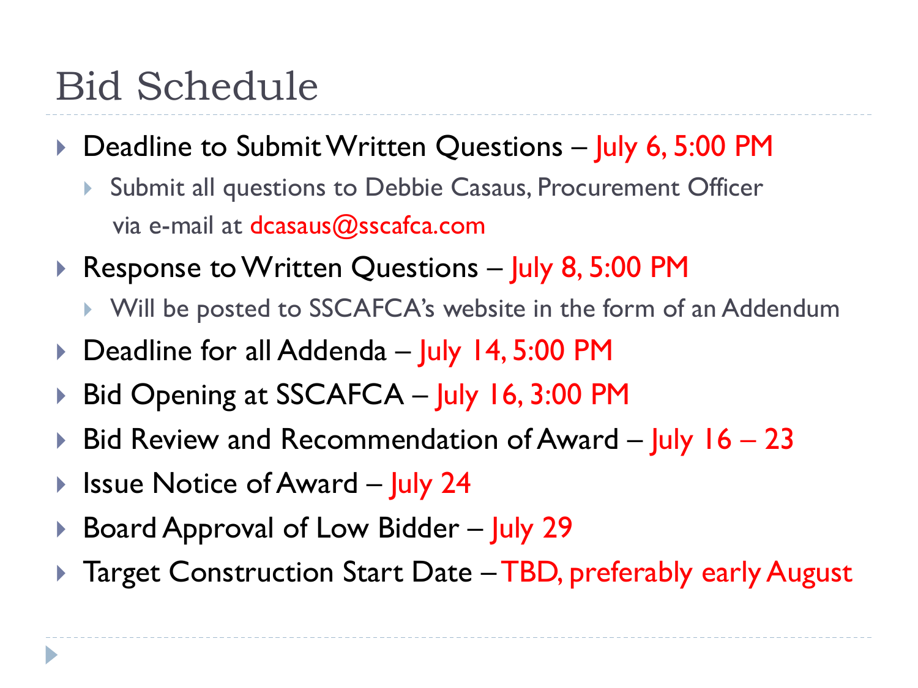# Bid Schedule

- Deadline to Submit Written Questions – July 6, 5:00 PM
  - Submit all questions to Debbie Casaus, Procurement Officer via e-mail at dcasaus@sscafca.com
- Response to Written Questions – July 8, 5:00 PM
  - Will be posted to SSCAFCA's website in the form of an Addendum
- Deadline for all Addenda – July 14, 5:00 PM
- Bid Opening at SSCAFCA – July 16, 3:00 PM
- Bid Review and Recommendation of Award – July 16 – 23
- Issue Notice of Award – July 24
- Board Approval of Low Bidder – July 29
- Target Construction Start Date – TBD, preferably early August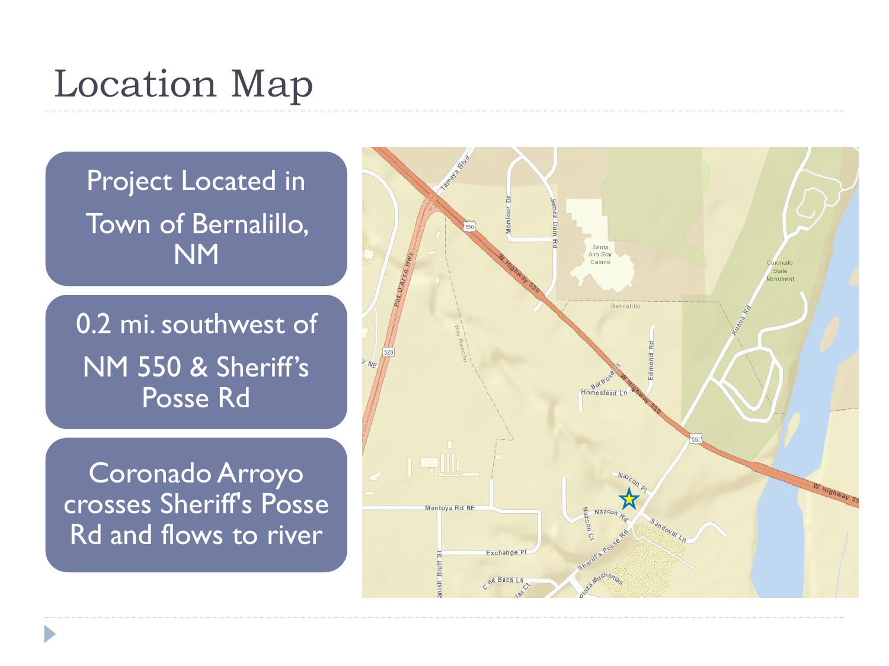# Location Map

Project Located in Town of Bernalillo, NM

0.2 mi. southwest of NM 550 & Sheriff's Posse Rd

Coronado Arroyo crosses Sheriff's Posse Rd and flows to river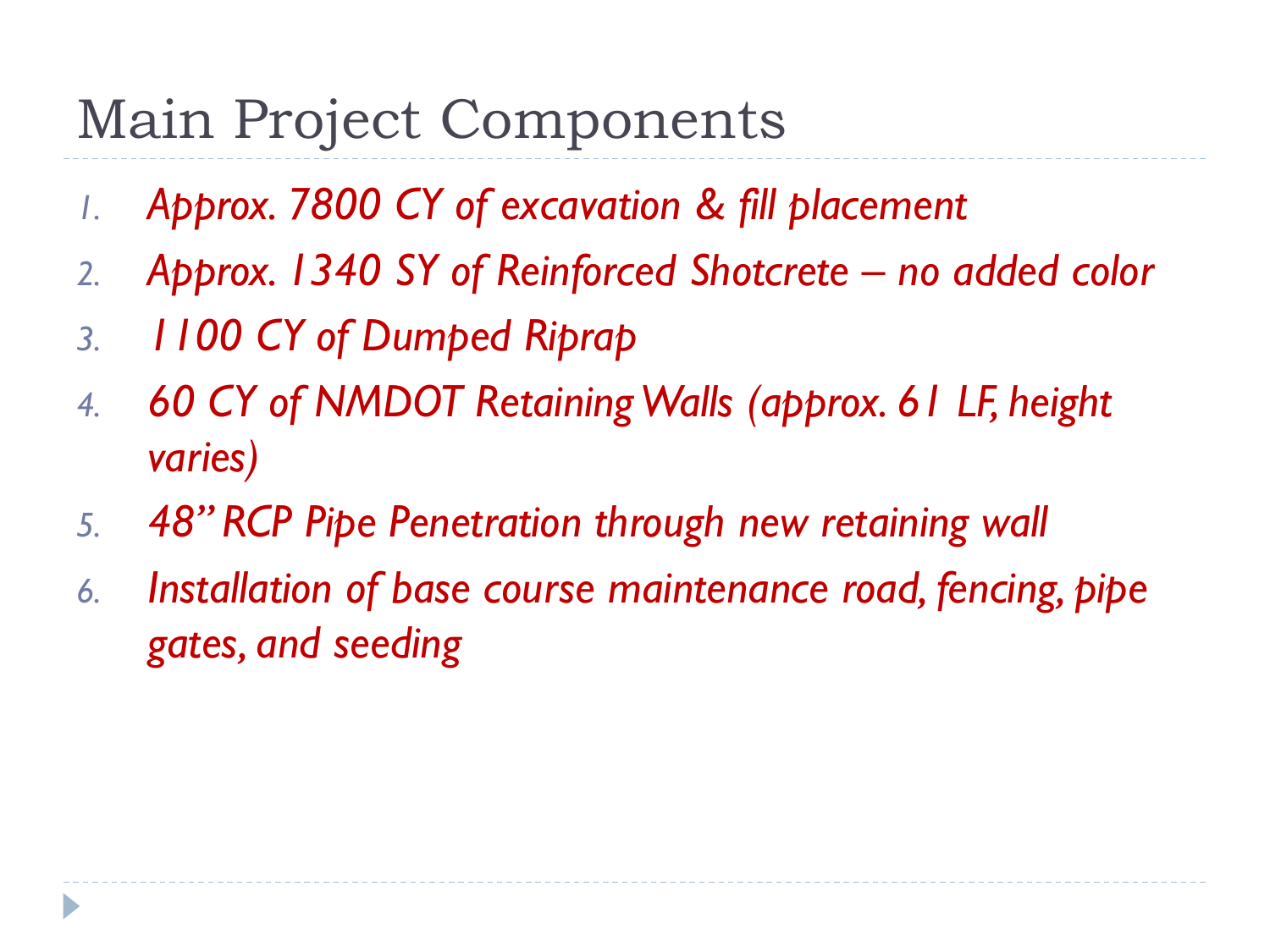# Main Project Components

1. *Approx. 7800 CY of excavation & fill placement*
2. *Approx. 1340 SY of Reinforced Shotcrete – no added color*
3. *1100 CY of Dumped Riprap*
4. *60 CY of NMDOT Retaining Walls (approx. 61 LF, height varies)*
5. *48" RCP Pipe Penetration through new retaining wall*
6. *Installation of base course maintenance road, fencing, pipe gates, and seeding*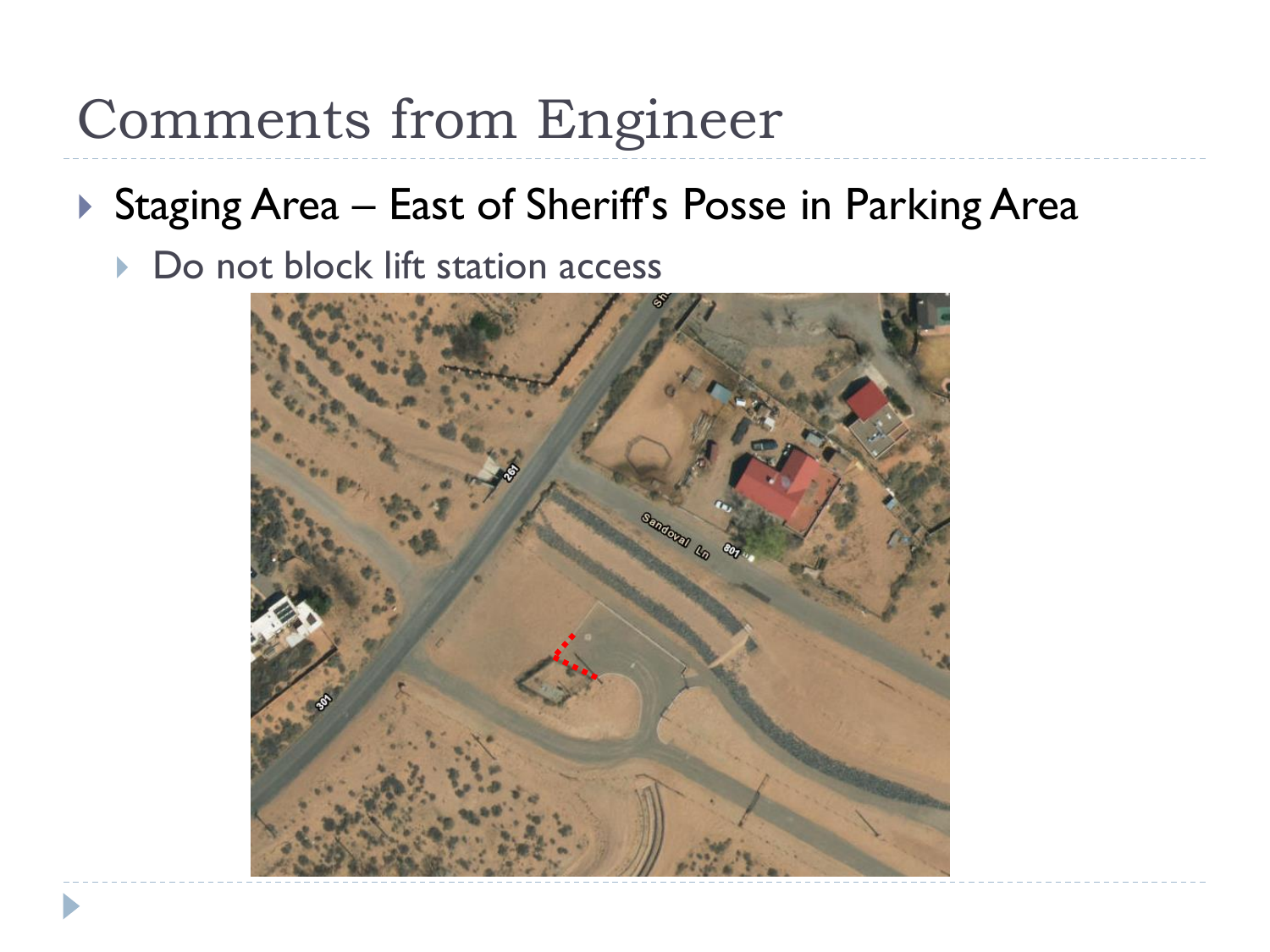# Comments from Engineer

- Staging Area – East of Sheriff's Posse in Parking Area
  - Do not block lift station access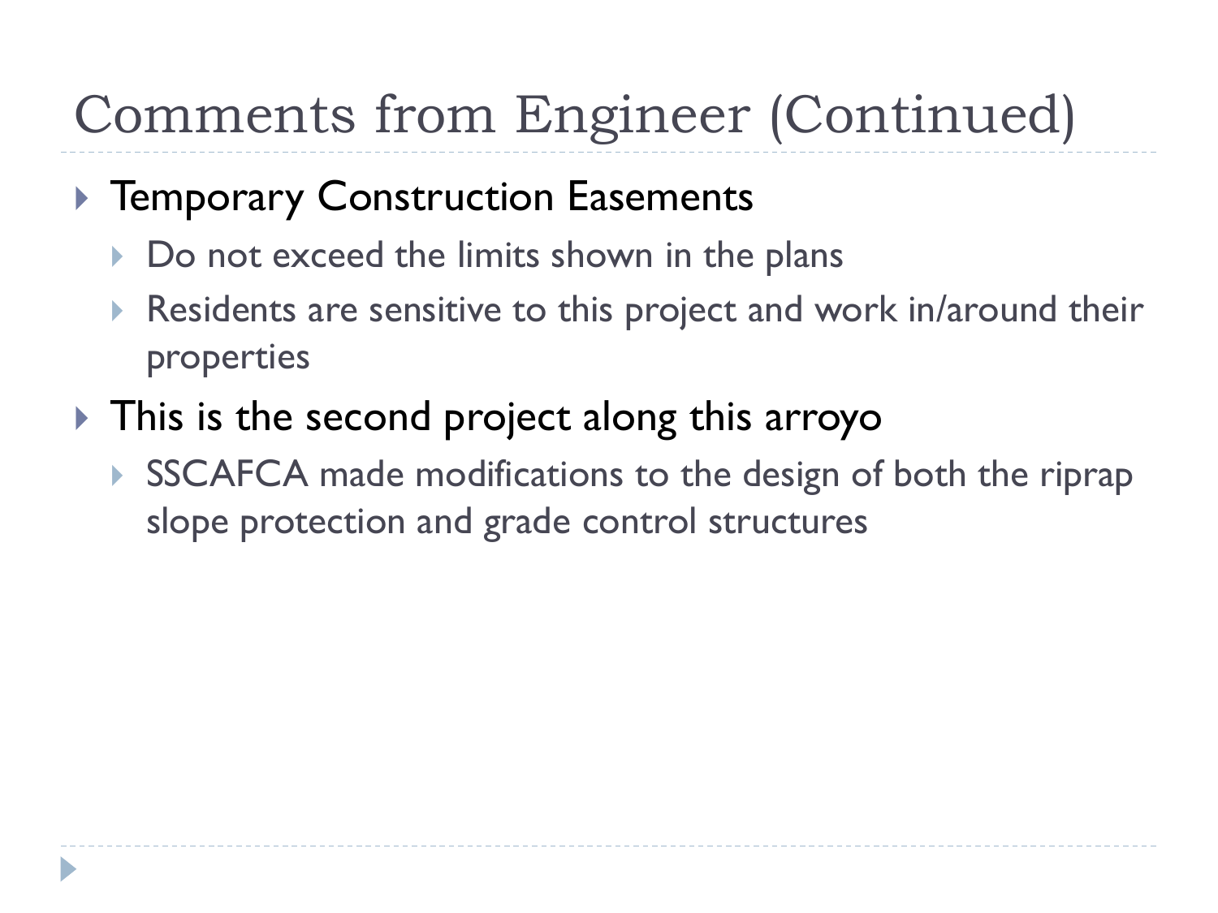# Comments from Engineer (Continued)

- Temporary Construction Easements
  - Do not exceed the limits shown in the plans
  - Residents are sensitive to this project and work in/around their properties
- This is the second project along this arroyo
  - SSCAFCA made modifications to the design of both the riprap slope protection and grade control structures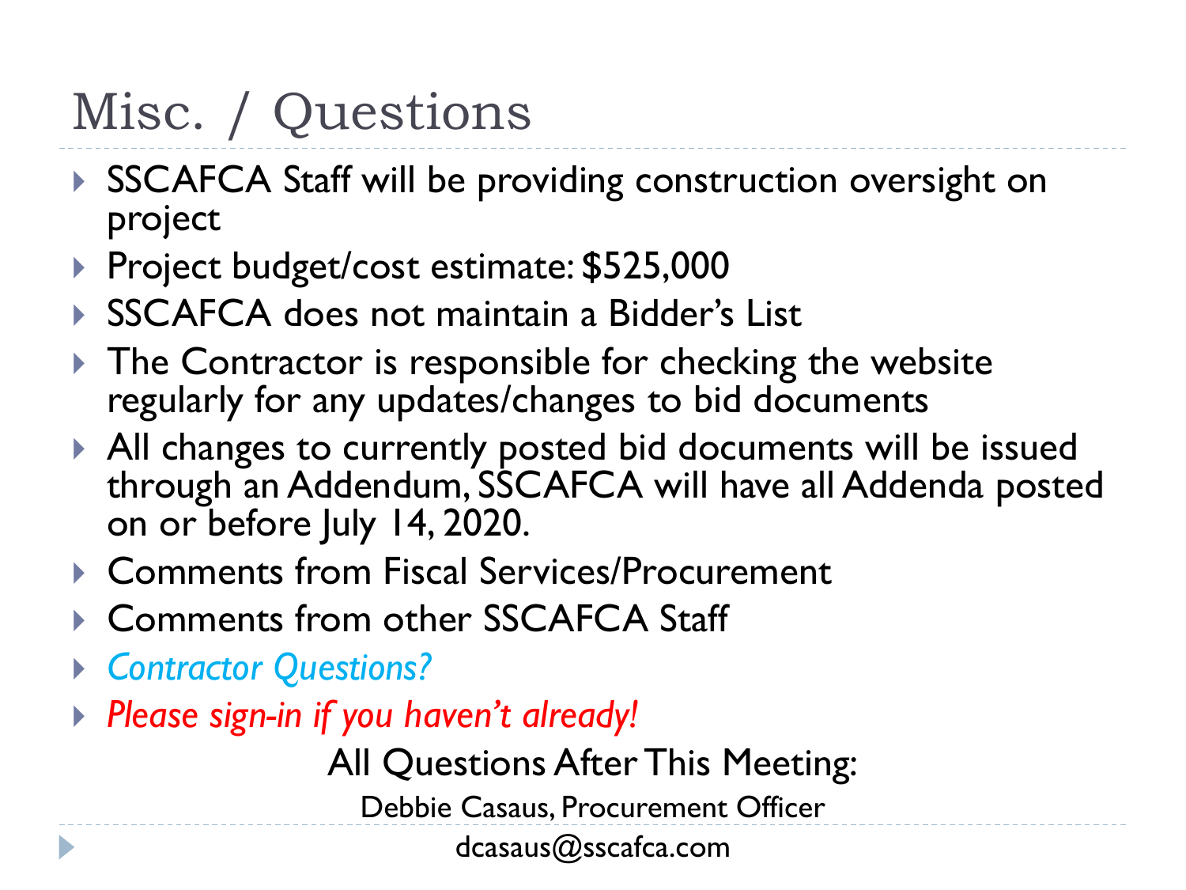# Misc. / Questions

- SSCAFCA Staff will be providing construction oversight on project
- Project budget/cost estimate: $525,000
- SSCAFCA does not maintain a Bidder's List
- The Contractor is responsible for checking the website regularly for any updates/changes to bid documents
- All changes to currently posted bid documents will be issued through an Addendum, SSCAFCA will have all Addenda posted on or before July 14, 2020.
- Comments from Fiscal Services/Procurement
- Comments from other SSCAFCA Staff
- *Contractor Questions?*
- *Please sign-in if you haven't already!*

All Questions After This Meeting:

Debbie Casaus, Procurement Officer

dcasaus@sscafca.com